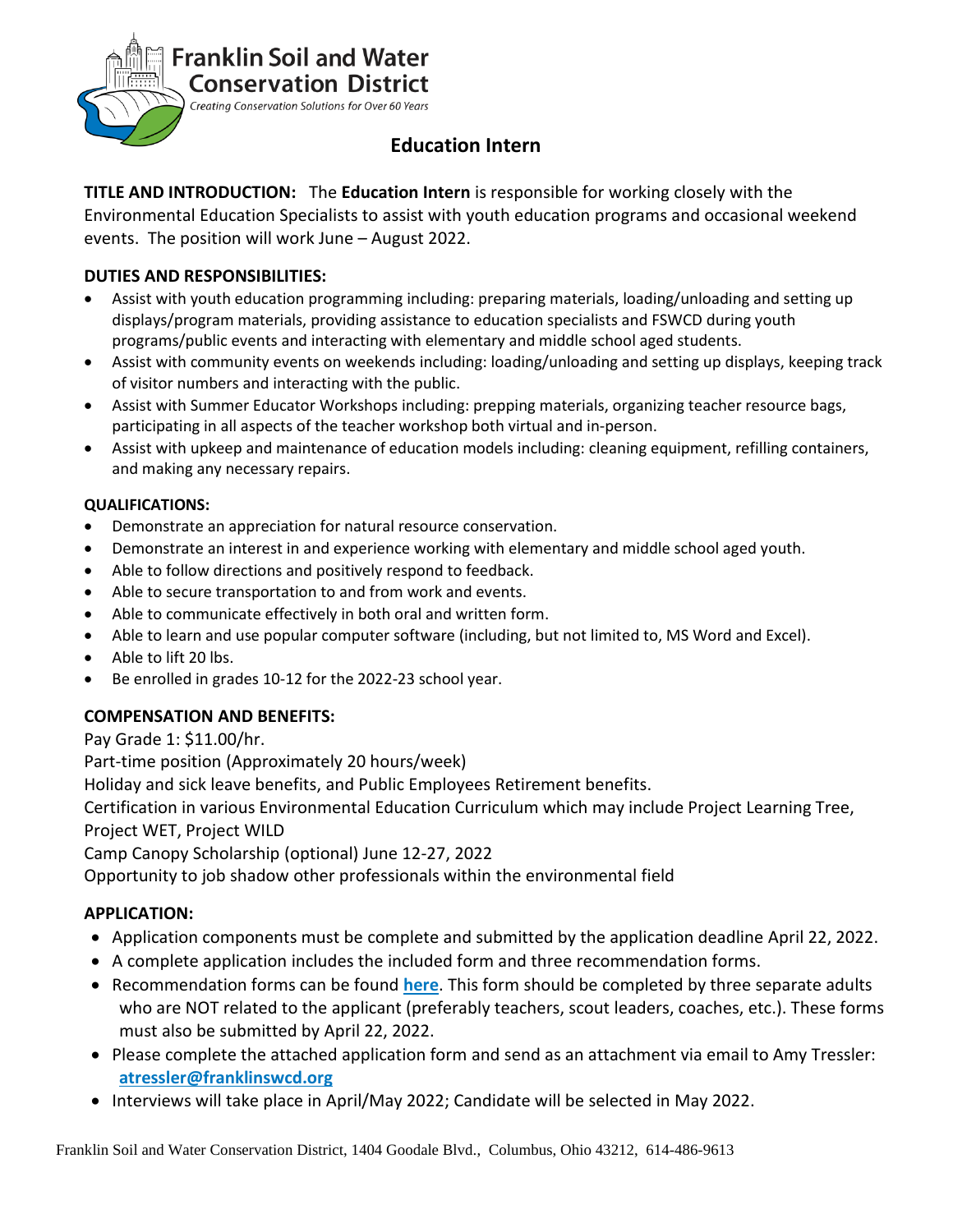**Franklin Soil and Water Conservation District**

*Creating Conservation Solutions for Over 60 Years*

# Education Intern

**TITLE AND INTRODUCTION:** The **Education Intern** is responsible for working closely with the Environmental Education Specialists to assist with youth education programs and occasional weekend events. The position will work June – August 2022.

## DUTIES AND RESPONSIBILITIES:

- Assist with youth education programming including: preparing materials, loading/unloading and setting up displays/program materials, providing assistance to education specialists and FSWCD during youth programs/public events and interacting with elementary and middle school aged students.
- Assist with community events on weekends including: loading/unloading and setting up displays, keeping track of visitor numbers and interacting with the public.
- Assist with Summer Educator Workshops including: prepping materials, organizing teacher resource bags, participating in all aspects of the teacher workshop both virtual and in-person.
- Assist with upkeep and maintenance of education models including: cleaning equipment, refilling containers, and making any necessary repairs.

## QUALIFICATIONS:

- Demonstrate an appreciation for natural resource conservation.
- Demonstrate an interest in and experience working with elementary and middle school aged youth.
- Able to follow directions and positively respond to feedback.
- Able to secure transportation to and from work and events.
- Able to communicate effectively in both oral and written form.
- Able to learn and use popular computer software (including, but not limited to, MS Word and Excel).
- Able to lift 20 lbs.
- Be enrolled in grades 10-12 for the 2022-23 school year.

## COMPENSATION AND BENEFITS:

Pay Grade 1: $11.00/hr.
Part-time position (Approximately 20 hours/week)
Holiday and sick leave benefits, and Public Employees Retirement benefits.
Certification in various Environmental Education Curriculum which may include Project Learning Tree, Project WET, Project WILD
Camp Canopy Scholarship (optional) June 12-27, 2022
Opportunity to job shadow other professionals within the environmental field

## APPLICATION:

- Application components must be complete and submitted by the application deadline April 22, 2022.
- A complete application includes the included form and three recommendation forms.
- Recommendation forms can be found **here**. This form should be completed by three separate adults who are NOT related to the applicant (preferably teachers, scout leaders, coaches, etc.). These forms must also be submitted by April 22, 2022.
- Please complete the attached application form and send as an attachment via email to Amy Tressler: **atressler@franklinswcd.org**
- Interviews will take place in April/May 2022; Candidate will be selected in May 2022.

Franklin Soil and Water Conservation District, 1404 Goodale Blvd., Columbus, Ohio 43212, 614-486-9613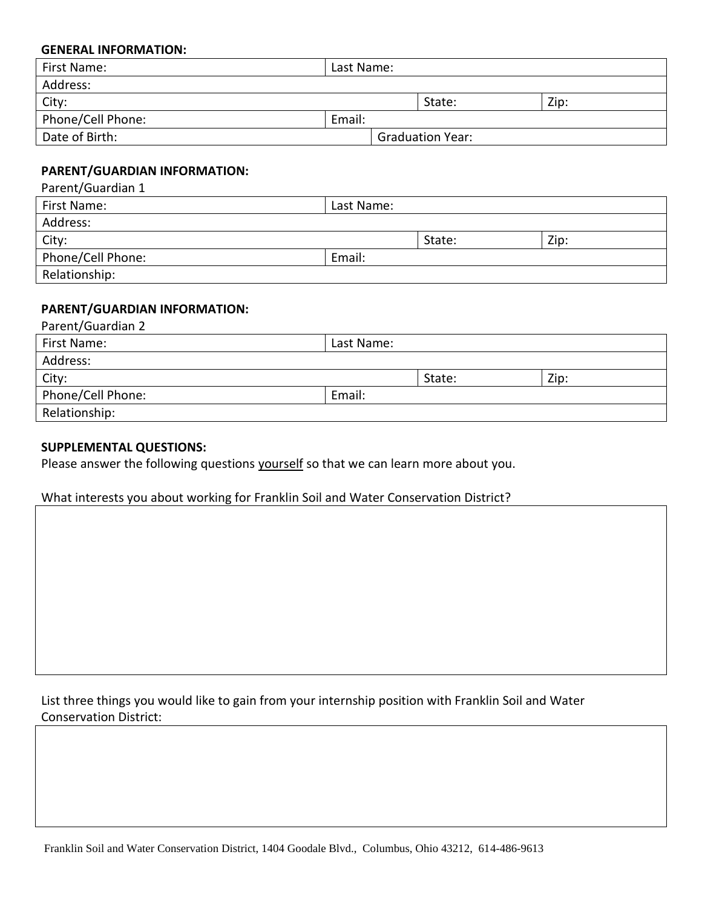**GENERAL INFORMATION:**

| First Name: | | Last Name: | |
|---|---|---|---|
| Address: | | | |
| City: | | State: | Zip: |
| Phone/Cell Phone: | | Email: | |
| Date of Birth: | | Graduation Year: | |

**PARENT/GUARDIAN INFORMATION:**

Parent/Guardian 1

| First Name: | Last Name: | |
|---|---|---|
| Address: | | |
| City: | State: | Zip: |
| Phone/Cell Phone: | Email: | |
| Relationship: | | |

**PARENT/GUARDIAN INFORMATION:**

Parent/Guardian 2

| First Name: | Last Name: | |
|---|---|---|
| Address: | | |
| City: | State: | Zip: |
| Phone/Cell Phone: | Email: | |
| Relationship: | | |

**SUPPLEMENTAL QUESTIONS:**

Please answer the following questions <u>yourself</u> so that we can learn more about you.

What interests you about working for Franklin Soil and Water Conservation District?

| |
|---|
| |

List three things you would like to gain from your internship position with Franklin Soil and Water Conservation District:

| |
|---|
| |

Franklin Soil and Water Conservation District, 1404 Goodale Blvd., Columbus, Ohio 43212, 614-486-9613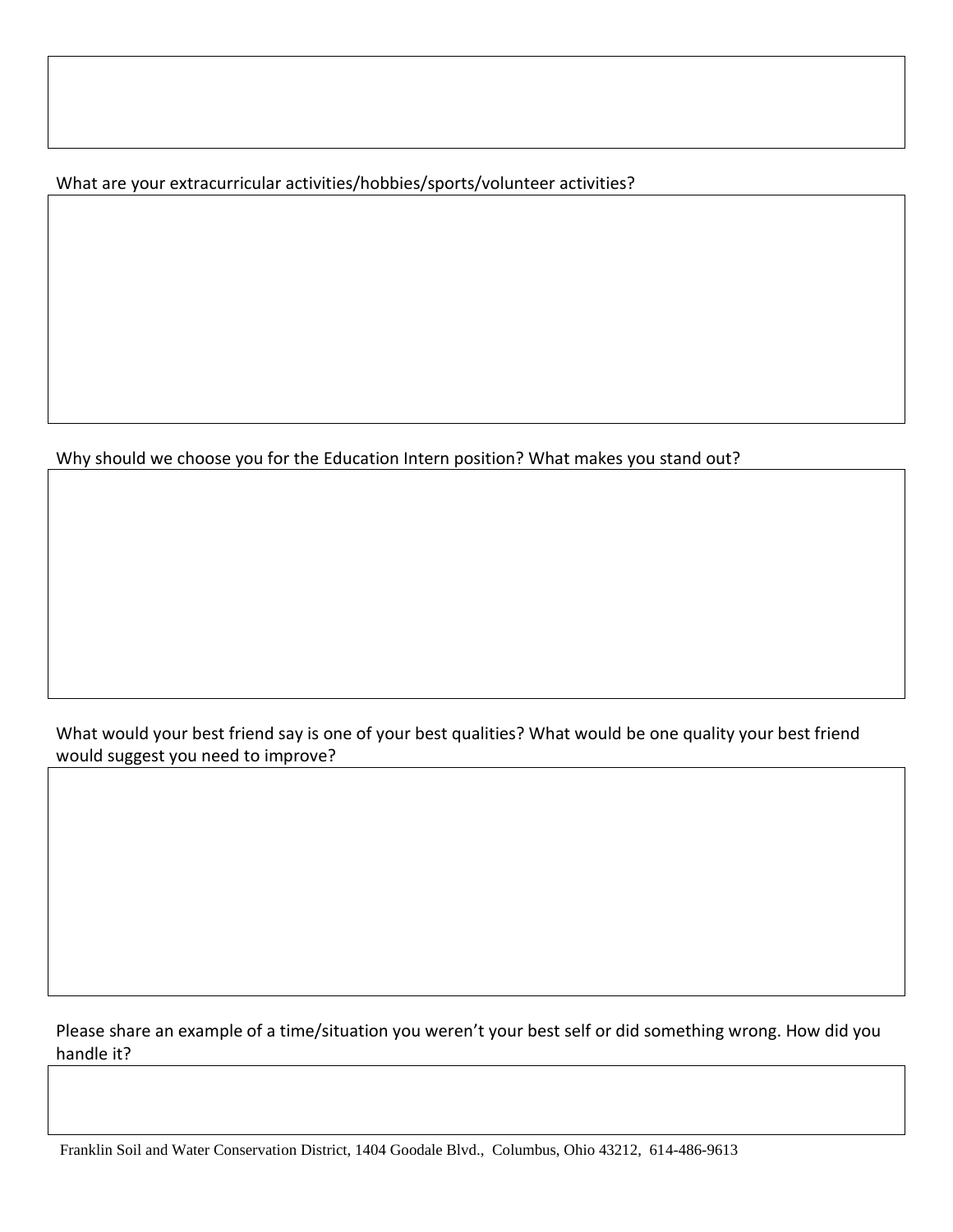What are your extracurricular activities/hobbies/sports/volunteer activities?

Why should we choose you for the Education Intern position? What makes you stand out?

What would your best friend say is one of your best qualities? What would be one quality your best friend would suggest you need to improve?

Please share an example of a time/situation you weren't your best self or did something wrong. How did you handle it?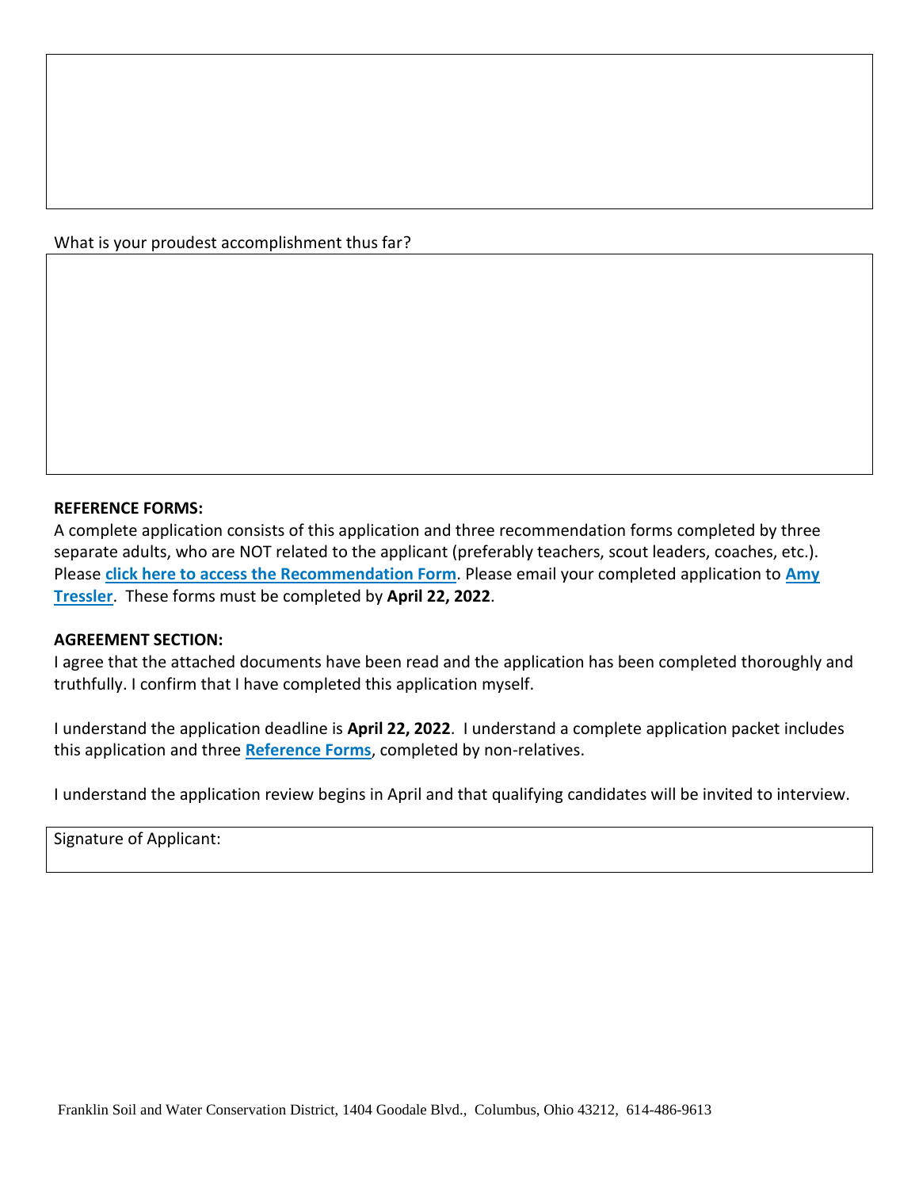What is your proudest accomplishment thus far?

**REFERENCE FORMS:**

A complete application consists of this application and three recommendation forms completed by three separate adults, who are NOT related to the applicant (preferably teachers, scout leaders, coaches, etc.). Please **click here to access the Recommendation Form**. Please email your completed application to **Amy Tressler**. These forms must be completed by **April 22, 2022**.

**AGREEMENT SECTION:**

I agree that the attached documents have been read and the application has been completed thoroughly and truthfully. I confirm that I have completed this application myself.

I understand the application deadline is **April 22, 2022**. I understand a complete application packet includes this application and three **Reference Forms**, completed by non-relatives.

I understand the application review begins in April and that qualifying candidates will be invited to interview.

Signature of Applicant:

Franklin Soil and Water Conservation District, 1404 Goodale Blvd., Columbus, Ohio 43212, 614-486-9613